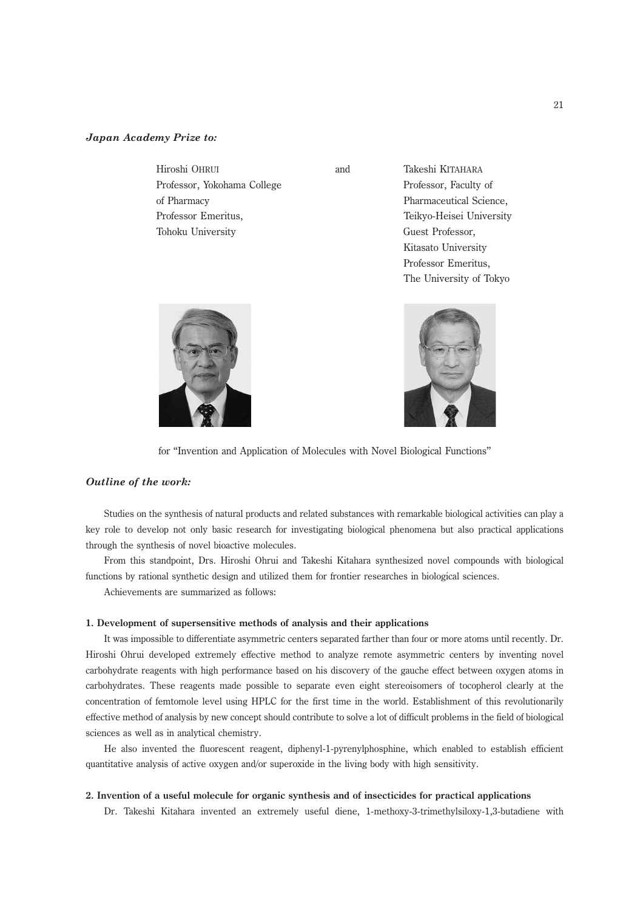***Japan Academy Prize to:***

Hiroshi OHRUI
Professor, Yokohama College of Pharmacy
Professor Emeritus, Tohoku University

and

Takeshi KITAHARA
Professor, Faculty of Pharmaceutical Science, Teikyo-Heisei University
Guest Professor, Kitasato University
Professor Emeritus, The University of Tokyo

for "Invention and Application of Molecules with Novel Biological Functions"

***Outline of the work:***

Studies on the synthesis of natural products and related substances with remarkable biological activities can play a key role to develop not only basic research for investigating biological phenomena but also practical applications through the synthesis of novel bioactive molecules.

From this standpoint, Drs. Hiroshi Ohrui and Takeshi Kitahara synthesized novel compounds with biological functions by rational synthetic design and utilized them for frontier researches in biological sciences.

Achievements are summarized as follows:

**1. Development of supersensitive methods of analysis and their applications**

It was impossible to differentiate asymmetric centers separated farther than four or more atoms until recently. Dr. Hiroshi Ohrui developed extremely effective method to analyze remote asymmetric centers by inventing novel carbohydrate reagents with high performance based on his discovery of the gauche effect between oxygen atoms in carbohydrates. These reagents made possible to separate even eight stereoisomers of tocopherol clearly at the concentration of femtomole level using HPLC for the first time in the world. Establishment of this revolutionarily effective method of analysis by new concept should contribute to solve a lot of difficult problems in the field of biological sciences as well as in analytical chemistry.

He also invented the fluorescent reagent, diphenyl-1-pyrenylphosphine, which enabled to establish efficient quantitative analysis of active oxygen and/or superoxide in the living body with high sensitivity.

**2. Invention of a useful molecule for organic synthesis and of insecticides for practical applications**

Dr. Takeshi Kitahara invented an extremely useful diene, 1-methoxy-3-trimethylsiloxy-1,3-butadiene with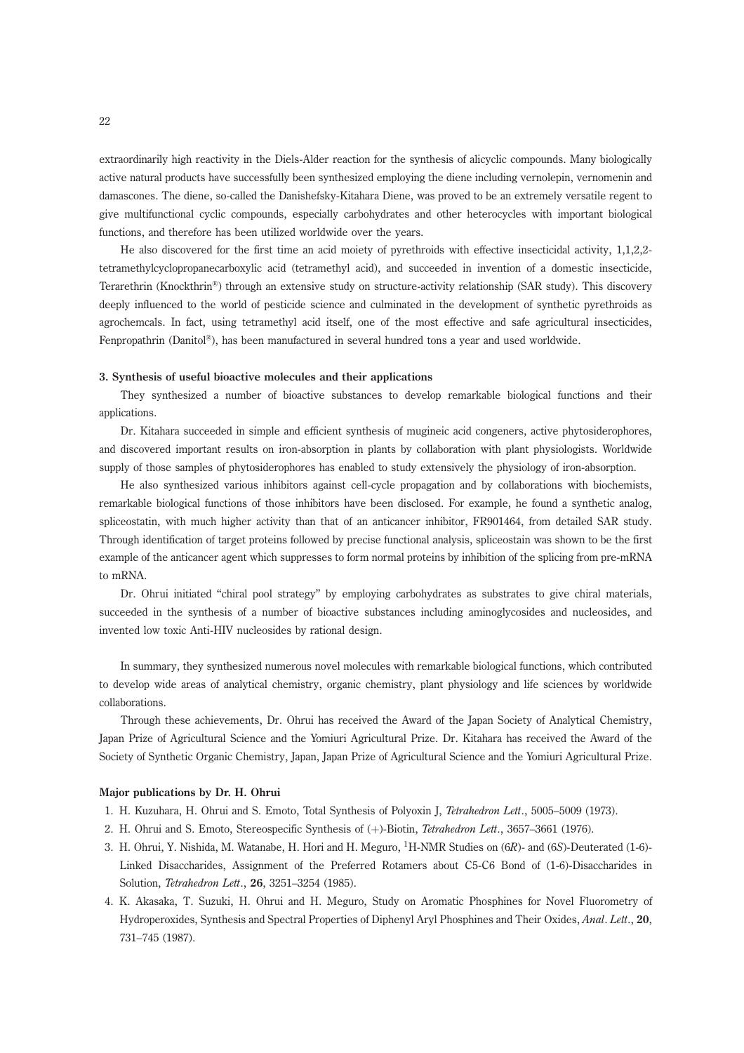extraordinarily high reactivity in the Diels-Alder reaction for the synthesis of alicyclic compounds. Many biologically active natural products have successfully been synthesized employing the diene including vernolepin, vernomenin and damascones. The diene, so-called the Danishefsky-Kitahara Diene, was proved to be an extremely versatile regent to give multifunctional cyclic compounds, especially carbohydrates and other heterocycles with important biological functions, and therefore has been utilized worldwide over the years.

He also discovered for the first time an acid moiety of pyrethroids with effective insecticidal activity, 1,1,2,2-tetramethylcyclopropanecarboxylic acid (tetramethyl acid), and succeeded in invention of a domestic insecticide, Terarethrin (Knockthrin®) through an extensive study on structure-activity relationship (SAR study). This discovery deeply influenced to the world of pesticide science and culminated in the development of synthetic pyrethroids as agrochemcals. In fact, using tetramethyl acid itself, one of the most effective and safe agricultural insecticides, Fenpropathrin (Danitol®), has been manufactured in several hundred tons a year and used worldwide.

### 3. Synthesis of useful bioactive molecules and their applications

They synthesized a number of bioactive substances to develop remarkable biological functions and their applications.

Dr. Kitahara succeeded in simple and efficient synthesis of mugineic acid congeners, active phytosiderophores, and discovered important results on iron-absorption in plants by collaboration with plant physiologists. Worldwide supply of those samples of phytosiderophores has enabled to study extensively the physiology of iron-absorption.

He also synthesized various inhibitors against cell-cycle propagation and by collaborations with biochemists, remarkable biological functions of those inhibitors have been disclosed. For example, he found a synthetic analog, spliceostatin, with much higher activity than that of an anticancer inhibitor, FR901464, from detailed SAR study. Through identification of target proteins followed by precise functional analysis, spliceostain was shown to be the first example of the anticancer agent which suppresses to form normal proteins by inhibition of the splicing from pre-mRNA to mRNA.

Dr. Ohrui initiated "chiral pool strategy" by employing carbohydrates as substrates to give chiral materials, succeeded in the synthesis of a number of bioactive substances including aminoglycosides and nucleosides, and invented low toxic Anti-HIV nucleosides by rational design.

In summary, they synthesized numerous novel molecules with remarkable biological functions, which contributed to develop wide areas of analytical chemistry, organic chemistry, plant physiology and life sciences by worldwide collaborations.

Through these achievements, Dr. Ohrui has received the Award of the Japan Society of Analytical Chemistry, Japan Prize of Agricultural Science and the Yomiuri Agricultural Prize. Dr. Kitahara has received the Award of the Society of Synthetic Organic Chemistry, Japan, Japan Prize of Agricultural Science and the Yomiuri Agricultural Prize.

### Major publications by Dr. H. Ohrui

1. H. Kuzuhara, H. Ohrui and S. Emoto, Total Synthesis of Polyoxin J, *Tetrahedron Lett*., 5005–5009 (1973).
2. H. Ohrui and S. Emoto, Stereospecific Synthesis of (+)-Biotin, *Tetrahedron Lett*., 3657–3661 (1976).
3. H. Ohrui, Y. Nishida, M. Watanabe, H. Hori and H. Meguro, $^{1}$H-NMR Studies on (6*R*)- and (6*S*)-Deuterated (1-6)-Linked Disaccharides, Assignment of the Preferred Rotamers about C5-C6 Bond of (1-6)-Disaccharides in Solution, *Tetrahedron Lett*., **26**, 3251–3254 (1985).
4. K. Akasaka, T. Suzuki, H. Ohrui and H. Meguro, Study on Aromatic Phosphines for Novel Fluorometry of Hydroperoxides, Synthesis and Spectral Properties of Diphenyl Aryl Phosphines and Their Oxides, *Anal. Lett*., **20**, 731–745 (1987).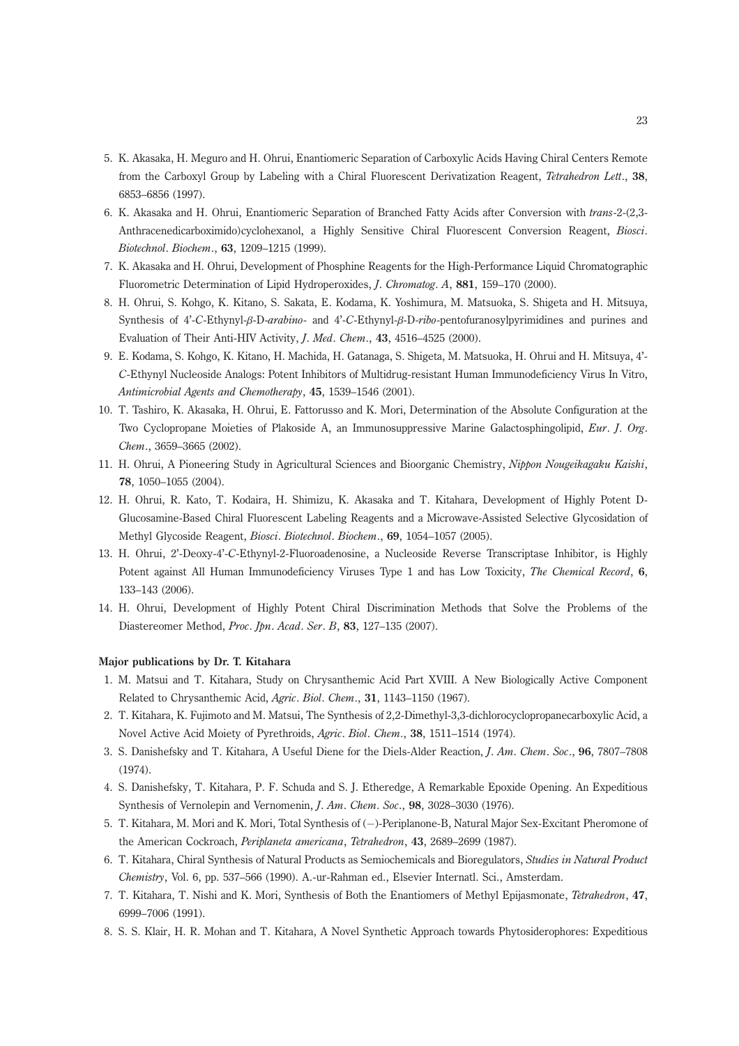5. K. Akasaka, H. Meguro and H. Ohrui, Enantiomeric Separation of Carboxylic Acids Having Chiral Centers Remote from the Carboxyl Group by Labeling with a Chiral Fluorescent Derivatization Reagent, *Tetrahedron Lett*., **38**, 6853–6856 (1997).
6. K. Akasaka and H. Ohrui, Enantiomeric Separation of Branched Fatty Acids after Conversion with *trans*-2-(2,3-Anthracenedicarboximido)cyclohexanol, a Highly Sensitive Chiral Fluorescent Conversion Reagent, *Biosci. Biotechnol. Biochem*., **63**, 1209–1215 (1999).
7. K. Akasaka and H. Ohrui, Development of Phosphine Reagents for the High-Performance Liquid Chromatographic Fluorometric Determination of Lipid Hydroperoxides, *J. Chromatog. A*, **881**, 159–170 (2000).
8. H. Ohrui, S. Kohgo, K. Kitano, S. Sakata, E. Kodama, K. Yoshimura, M. Matsuoka, S. Shigeta and H. Mitsuya, Synthesis of 4'-*C*-Ethynyl-*β*-D-*arabino*- and 4'-*C*-Ethynyl-*β*-D-*ribo*-pentofuranosylpyrimidines and purines and Evaluation of Their Anti-HIV Activity, *J. Med. Chem*., **43**, 4516–4525 (2000).
9. E. Kodama, S. Kohgo, K. Kitano, H. Machida, H. Gatanaga, S. Shigeta, M. Matsuoka, H. Ohrui and H. Mitsuya, 4'-*C*-Ethynyl Nucleoside Analogs: Potent Inhibitors of Multidrug-resistant Human Immunodeficiency Virus In Vitro, *Antimicrobial Agents and Chemotherapy*, **45**, 1539–1546 (2001).
10. T. Tashiro, K. Akasaka, H. Ohrui, E. Fattorusso and K. Mori, Determination of the Absolute Configuration at the Two Cyclopropane Moieties of Plakoside A, an Immunosuppressive Marine Galactosphingolipid, *Eur. J. Org. Chem*., 3659–3665 (2002).
11. H. Ohrui, A Pioneering Study in Agricultural Sciences and Bioorganic Chemistry, *Nippon Nougeikagaku Kaishi*, **78**, 1050–1055 (2004).
12. H. Ohrui, R. Kato, T. Kodaira, H. Shimizu, K. Akasaka and T. Kitahara, Development of Highly Potent D-Glucosamine-Based Chiral Fluorescent Labeling Reagents and a Microwave-Assisted Selective Glycosidation of Methyl Glycoside Reagent, *Biosci. Biotechnol. Biochem*., **69**, 1054–1057 (2005).
13. H. Ohrui, 2'-Deoxy-4'-*C*-Ethynyl-2-Fluoroadenosine, a Nucleoside Reverse Transcriptase Inhibitor, is Highly Potent against All Human Immunodeficiency Viruses Type 1 and has Low Toxicity, *The Chemical Record*, **6**, 133–143 (2006).
14. H. Ohrui, Development of Highly Potent Chiral Discrimination Methods that Solve the Problems of the Diastereomer Method, *Proc. Jpn. Acad. Ser. B*, **83**, 127–135 (2007).

**Major publications by Dr. T. Kitahara**

1. M. Matsui and T. Kitahara, Study on Chrysanthemic Acid Part XVIII. A New Biologically Active Component Related to Chrysanthemic Acid, *Agric. Biol. Chem*., **31**, 1143–1150 (1967).
2. T. Kitahara, K. Fujimoto and M. Matsui, The Synthesis of 2,2-Dimethyl-3,3-dichlorocyclopropanecarboxylic Acid, a Novel Active Acid Moiety of Pyrethroids, *Agric. Biol. Chem*., **38**, 1511–1514 (1974).
3. S. Danishefsky and T. Kitahara, A Useful Diene for the Diels-Alder Reaction, *J. Am. Chem. Soc*., **96**, 7807–7808 (1974).
4. S. Danishefsky, T. Kitahara, P. F. Schuda and S. J. Etheredge, A Remarkable Epoxide Opening. An Expeditious Synthesis of Vernolepin and Vernomenin, *J. Am. Chem. Soc*., **98**, 3028–3030 (1976).
5. T. Kitahara, M. Mori and K. Mori, Total Synthesis of (−)-Periplanone-B, Natural Major Sex-Excitant Pheromone of the American Cockroach, *Periplaneta americana*, *Tetrahedron*, **43**, 2689–2699 (1987).
6. T. Kitahara, Chiral Synthesis of Natural Products as Semiochemicals and Bioregulators, *Studies in Natural Product Chemistry*, Vol. 6, pp. 537–566 (1990). A.-ur-Rahman ed., Elsevier Internatl. Sci., Amsterdam.
7. T. Kitahara, T. Nishi and K. Mori, Synthesis of Both the Enantiomers of Methyl Epijasmonate, *Tetrahedron*, **47**, 6999–7006 (1991).
8. S. S. Klair, H. R. Mohan and T. Kitahara, A Novel Synthetic Approach towards Phytosiderophores: Expeditious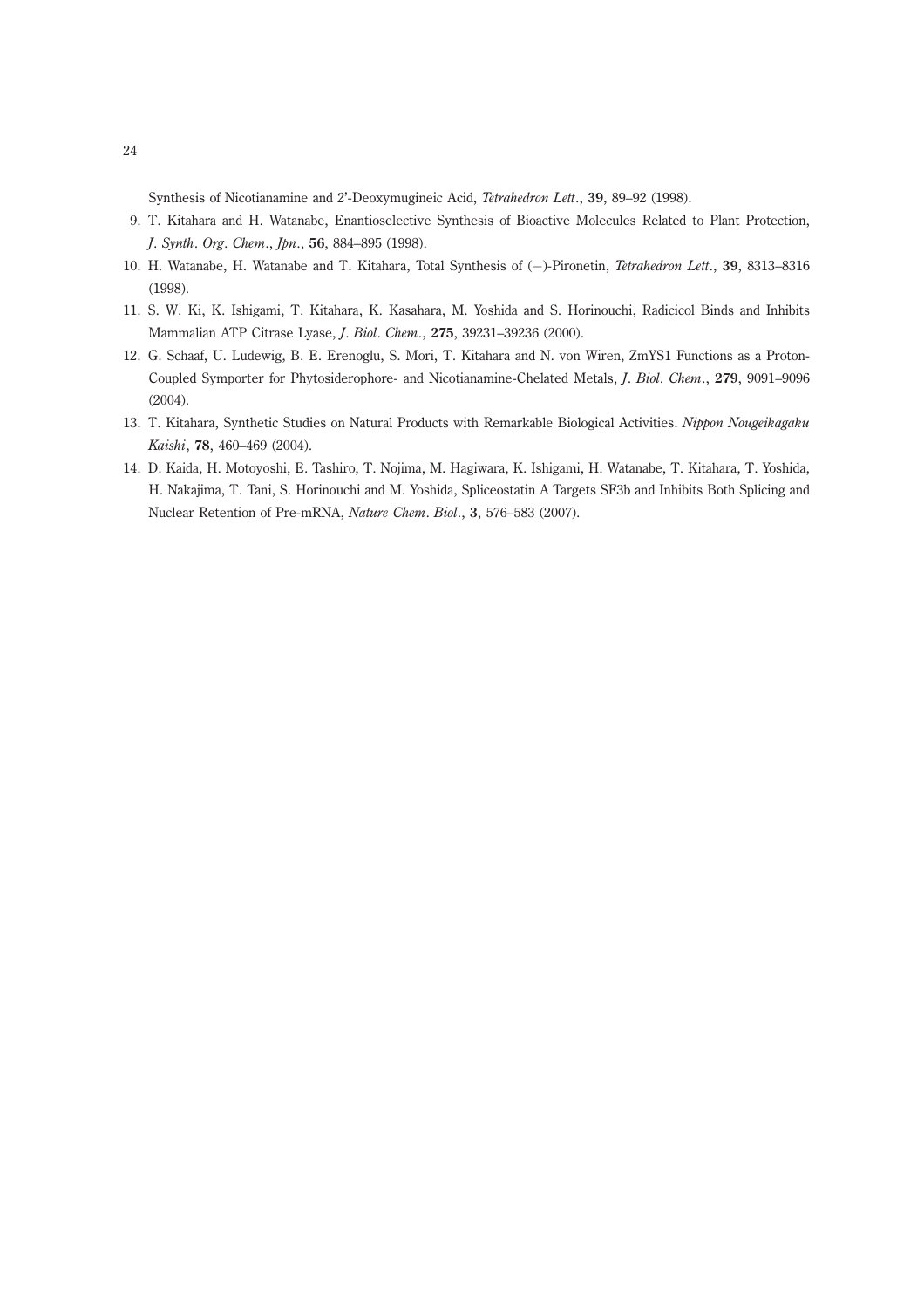Synthesis of Nicotianamine and 2'-Deoxymugineic Acid, *Tetrahedron Lett.*, **39**, 89–92 (1998).

9. T. Kitahara and H. Watanabe, Enantioselective Synthesis of Bioactive Molecules Related to Plant Protection, *J. Synth. Org. Chem., Jpn.*, **56**, 884–895 (1998).
10. H. Watanabe, H. Watanabe and T. Kitahara, Total Synthesis of (−)-Pironetin, *Tetrahedron Lett.*, **39**, 8313–8316 (1998).
11. S. W. Ki, K. Ishigami, T. Kitahara, K. Kasahara, M. Yoshida and S. Horinouchi, Radicicol Binds and Inhibits Mammalian ATP Citrase Lyase, *J. Biol. Chem.*, **275**, 39231–39236 (2000).
12. G. Schaaf, U. Ludewig, B. E. Erenoglu, S. Mori, T. Kitahara and N. von Wiren, ZmYS1 Functions as a Proton-Coupled Symporter for Phytosiderophore- and Nicotianamine-Chelated Metals, *J. Biol. Chem.*, **279**, 9091–9096 (2004).
13. T. Kitahara, Synthetic Studies on Natural Products with Remarkable Biological Activities. *Nippon Nougeikagaku Kaishi*, **78**, 460–469 (2004).
14. D. Kaida, H. Motoyoshi, E. Tashiro, T. Nojima, M. Hagiwara, K. Ishigami, H. Watanabe, T. Kitahara, T. Yoshida, H. Nakajima, T. Tani, S. Horinouchi and M. Yoshida, Spliceostatin A Targets SF3b and Inhibits Both Splicing and Nuclear Retention of Pre-mRNA, *Nature Chem. Biol.*, **3**, 576–583 (2007).